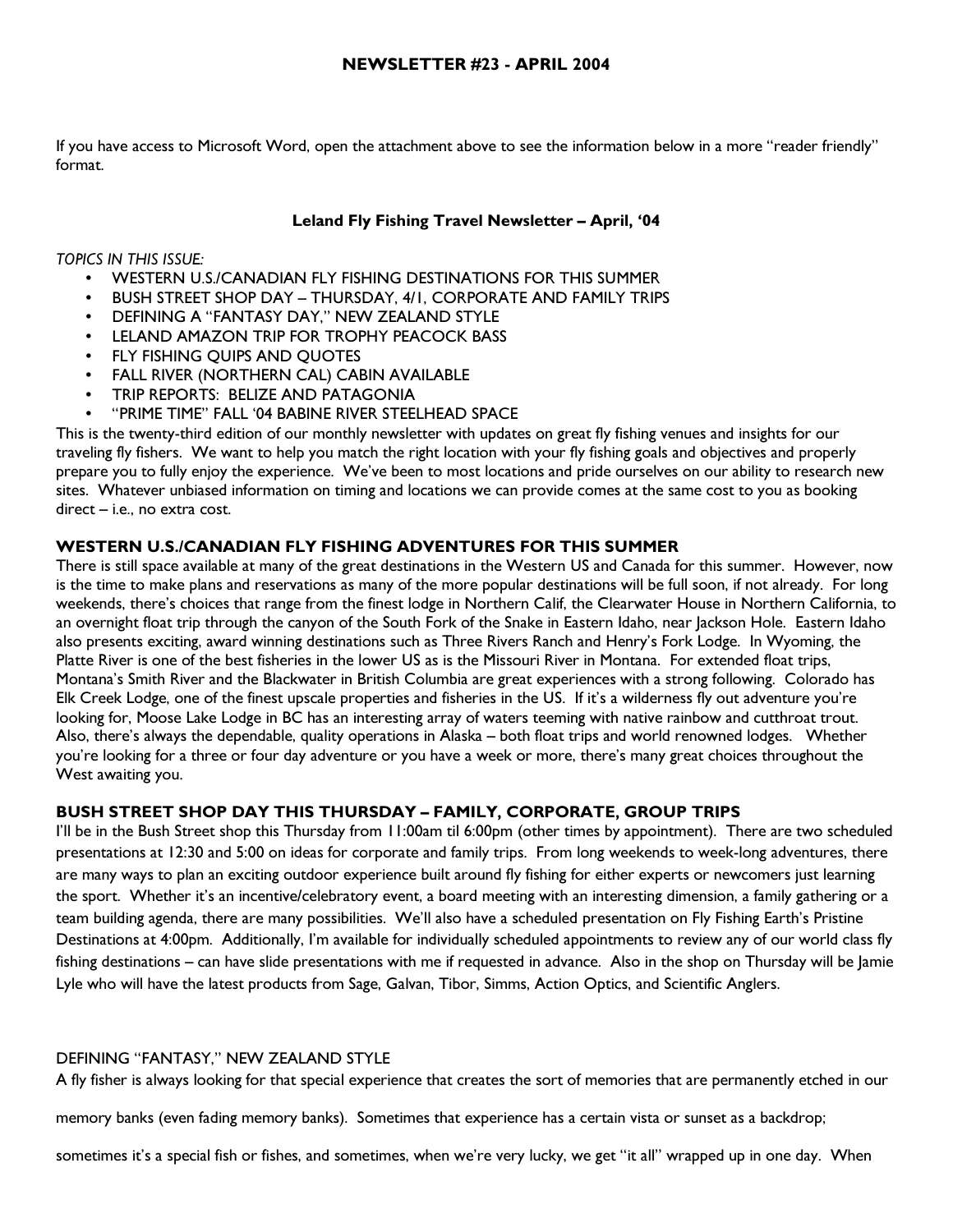**NEWSLETTER #23 - APRIL 2004**

If you have access to Microsoft Word, open the attachment above to see the information below in a more "reader friendly" format.

**Leland Fly Fishing Travel Newsletter – April, '04**

*TOPICS IN THIS ISSUE:*

- WESTERN U.S./CANADIAN FLY FISHING DESTINATIONS FOR THIS SUMMER
- BUSH STREET SHOP DAY – THURSDAY, 4/1, CORPORATE AND FAMILY TRIPS
- DEFINING A "FANTASY DAY," NEW ZEALAND STYLE
- LELAND AMAZON TRIP FOR TROPHY PEACOCK BASS
- FLY FISHING QUIPS AND QUOTES
- FALL RIVER (NORTHERN CAL) CABIN AVAILABLE
- TRIP REPORTS: BELIZE AND PATAGONIA
- "PRIME TIME" FALL '04 BABINE RIVER STEELHEAD SPACE

This is the twenty-third edition of our monthly newsletter with updates on great fly fishing venues and insights for our traveling fly fishers. We want to help you match the right location with your fly fishing goals and objectives and properly prepare you to fully enjoy the experience. We've been to most locations and pride ourselves on our ability to research new sites. Whatever unbiased information on timing and locations we can provide comes at the same cost to you as booking direct – i.e., no extra cost.

**WESTERN U.S./CANADIAN FLY FISHING ADVENTURES FOR THIS SUMMER**

There is still space available at many of the great destinations in the Western US and Canada for this summer. However, now is the time to make plans and reservations as many of the more popular destinations will be full soon, if not already. For long weekends, there's choices that range from the finest lodge in Northern Calif, the Clearwater House in Northern California, to an overnight float trip through the canyon of the South Fork of the Snake in Eastern Idaho, near Jackson Hole. Eastern Idaho also presents exciting, award winning destinations such as Three Rivers Ranch and Henry's Fork Lodge. In Wyoming, the Platte River is one of the best fisheries in the lower US as is the Missouri River in Montana. For extended float trips, Montana's Smith River and the Blackwater in British Columbia are great experiences with a strong following. Colorado has Elk Creek Lodge, one of the finest upscale properties and fisheries in the US. If it's a wilderness fly out adventure you're looking for, Moose Lake Lodge in BC has an interesting array of waters teeming with native rainbow and cutthroat trout. Also, there's always the dependable, quality operations in Alaska – both float trips and world renowned lodges. Whether you're looking for a three or four day adventure or you have a week or more, there's many great choices throughout the West awaiting you.

**BUSH STREET SHOP DAY THIS THURSDAY – FAMILY, CORPORATE, GROUP TRIPS**

I'll be in the Bush Street shop this Thursday from 11:00am til 6:00pm (other times by appointment). There are two scheduled presentations at 12:30 and 5:00 on ideas for corporate and family trips. From long weekends to week-long adventures, there are many ways to plan an exciting outdoor experience built around fly fishing for either experts or newcomers just learning the sport. Whether it's an incentive/celebratory event, a board meeting with an interesting dimension, a family gathering or a team building agenda, there are many possibilities. We'll also have a scheduled presentation on Fly Fishing Earth's Pristine Destinations at 4:00pm. Additionally, I'm available for individually scheduled appointments to review any of our world class fly fishing destinations – can have slide presentations with me if requested in advance. Also in the shop on Thursday will be Jamie Lyle who will have the latest products from Sage, Galvan, Tibor, Simms, Action Optics, and Scientific Anglers.

DEFINING "FANTASY," NEW ZEALAND STYLE

A fly fisher is always looking for that special experience that creates the sort of memories that are permanently etched in our memory banks (even fading memory banks). Sometimes that experience has a certain vista or sunset as a backdrop; sometimes it's a special fish or fishes, and sometimes, when we're very lucky, we get "it all" wrapped up in one day. When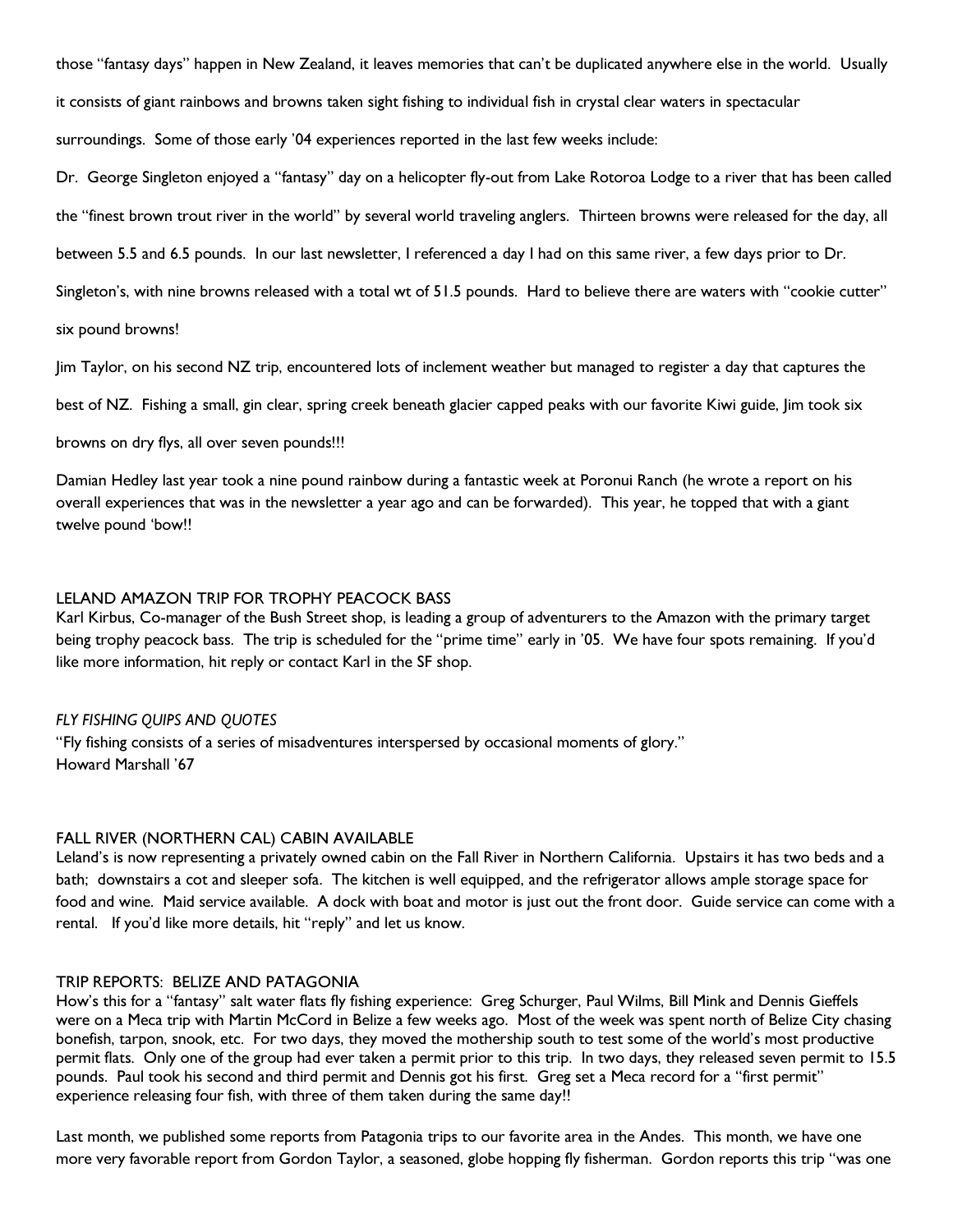those "fantasy days" happen in New Zealand, it leaves memories that can't be duplicated anywhere else in the world. Usually it consists of giant rainbows and browns taken sight fishing to individual fish in crystal clear waters in spectacular surroundings. Some of those early '04 experiences reported in the last few weeks include:

Dr. George Singleton enjoyed a "fantasy" day on a helicopter fly-out from Lake Rotoroa Lodge to a river that has been called the "finest brown trout river in the world" by several world traveling anglers. Thirteen browns were released for the day, all between 5.5 and 6.5 pounds. In our last newsletter, I referenced a day I had on this same river, a few days prior to Dr. Singleton's, with nine browns released with a total wt of 51.5 pounds. Hard to believe there are waters with "cookie cutter" six pound browns!

Jim Taylor, on his second NZ trip, encountered lots of inclement weather but managed to register a day that captures the best of NZ. Fishing a small, gin clear, spring creek beneath glacier capped peaks with our favorite Kiwi guide, Jim took six browns on dry flys, all over seven pounds!!!

Damian Hedley last year took a nine pound rainbow during a fantastic week at Poronui Ranch (he wrote a report on his overall experiences that was in the newsletter a year ago and can be forwarded). This year, he topped that with a giant twelve pound 'bow!!

## LELAND AMAZON TRIP FOR TROPHY PEACOCK BASS

Karl Kirbus, Co-manager of the Bush Street shop, is leading a group of adventurers to the Amazon with the primary target being trophy peacock bass. The trip is scheduled for the "prime time" early in '05. We have four spots remaining. If you'd like more information, hit reply or contact Karl in the SF shop.

## *FLY FISHING QUIPS AND QUOTES*

"Fly fishing consists of a series of misadventures interspersed by occasional moments of glory."
Howard Marshall '67

## FALL RIVER (NORTHERN CAL) CABIN AVAILABLE

Leland's is now representing a privately owned cabin on the Fall River in Northern California. Upstairs it has two beds and a bath; downstairs a cot and sleeper sofa. The kitchen is well equipped, and the refrigerator allows ample storage space for food and wine. Maid service available. A dock with boat and motor is just out the front door. Guide service can come with a rental. If you'd like more details, hit "reply" and let us know.

## TRIP REPORTS: BELIZE AND PATAGONIA

How's this for a "fantasy" salt water flats fly fishing experience: Greg Schurger, Paul Wilms, Bill Mink and Dennis Gieffels were on a Meca trip with Martin McCord in Belize a few weeks ago. Most of the week was spent north of Belize City chasing bonefish, tarpon, snook, etc. For two days, they moved the mothership south to test some of the world's most productive permit flats. Only one of the group had ever taken a permit prior to this trip. In two days, they released seven permit to 15.5 pounds. Paul took his second and third permit and Dennis got his first. Greg set a Meca record for a "first permit" experience releasing four fish, with three of them taken during the same day!!

Last month, we published some reports from Patagonia trips to our favorite area in the Andes. This month, we have one more very favorable report from Gordon Taylor, a seasoned, globe hopping fly fisherman. Gordon reports this trip "was one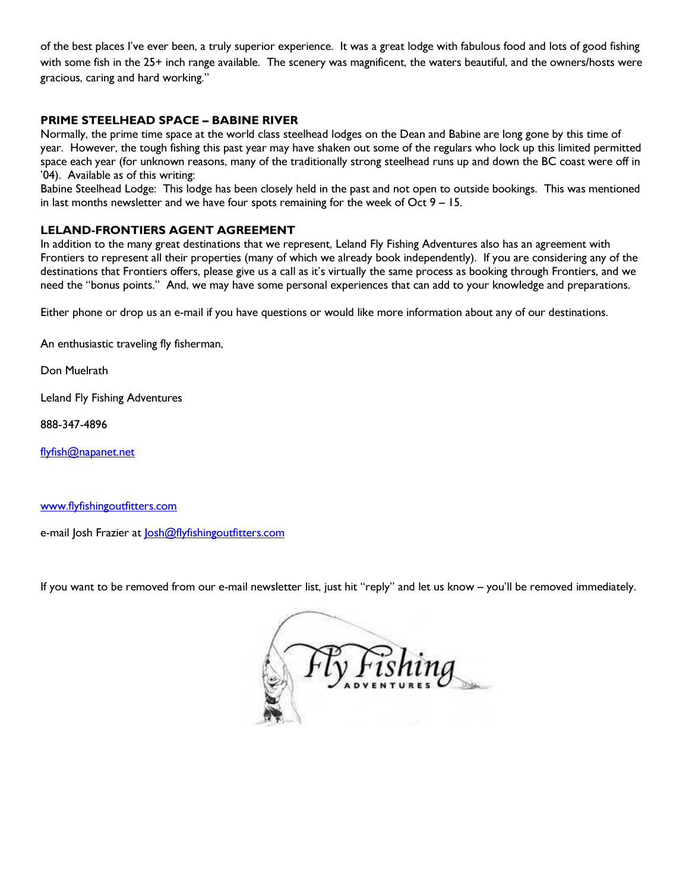of the best places I've ever been, a truly superior experience. It was a great lodge with fabulous food and lots of good fishing with some fish in the 25+ inch range available. The scenery was magnificent, the waters beautiful, and the owners/hosts were gracious, caring and hard working."

**PRIME STEELHEAD SPACE – BABINE RIVER**

Normally, the prime time space at the world class steelhead lodges on the Dean and Babine are long gone by this time of year. However, the tough fishing this past year may have shaken out some of the regulars who lock up this limited permitted space each year (for unknown reasons, many of the traditionally strong steelhead runs up and down the BC coast were off in '04). Available as of this writing:

Babine Steelhead Lodge: This lodge has been closely held in the past and not open to outside bookings. This was mentioned in last months newsletter and we have four spots remaining for the week of Oct 9 – 15.

**LELAND-FRONTIERS AGENT AGREEMENT**

In addition to the many great destinations that we represent, Leland Fly Fishing Adventures also has an agreement with Frontiers to represent all their properties (many of which we already book independently). If you are considering any of the destinations that Frontiers offers, please give us a call as it's virtually the same process as booking through Frontiers, and we need the "bonus points." And, we may have some personal experiences that can add to your knowledge and preparations.

Either phone or drop us an e-mail if you have questions or would like more information about any of our destinations.

An enthusiastic traveling fly fisherman,

Don Muelrath

Leland Fly Fishing Adventures

888-347-4896

flyfish@napanet.net

www.flyfishingoutfitters.com

e-mail Josh Frazier at Josh@flyfishingoutfitters.com

If you want to be removed from our e-mail newsletter list, just hit "reply" and let us know – you'll be removed immediately.

Fly Fishing ADVENTURES